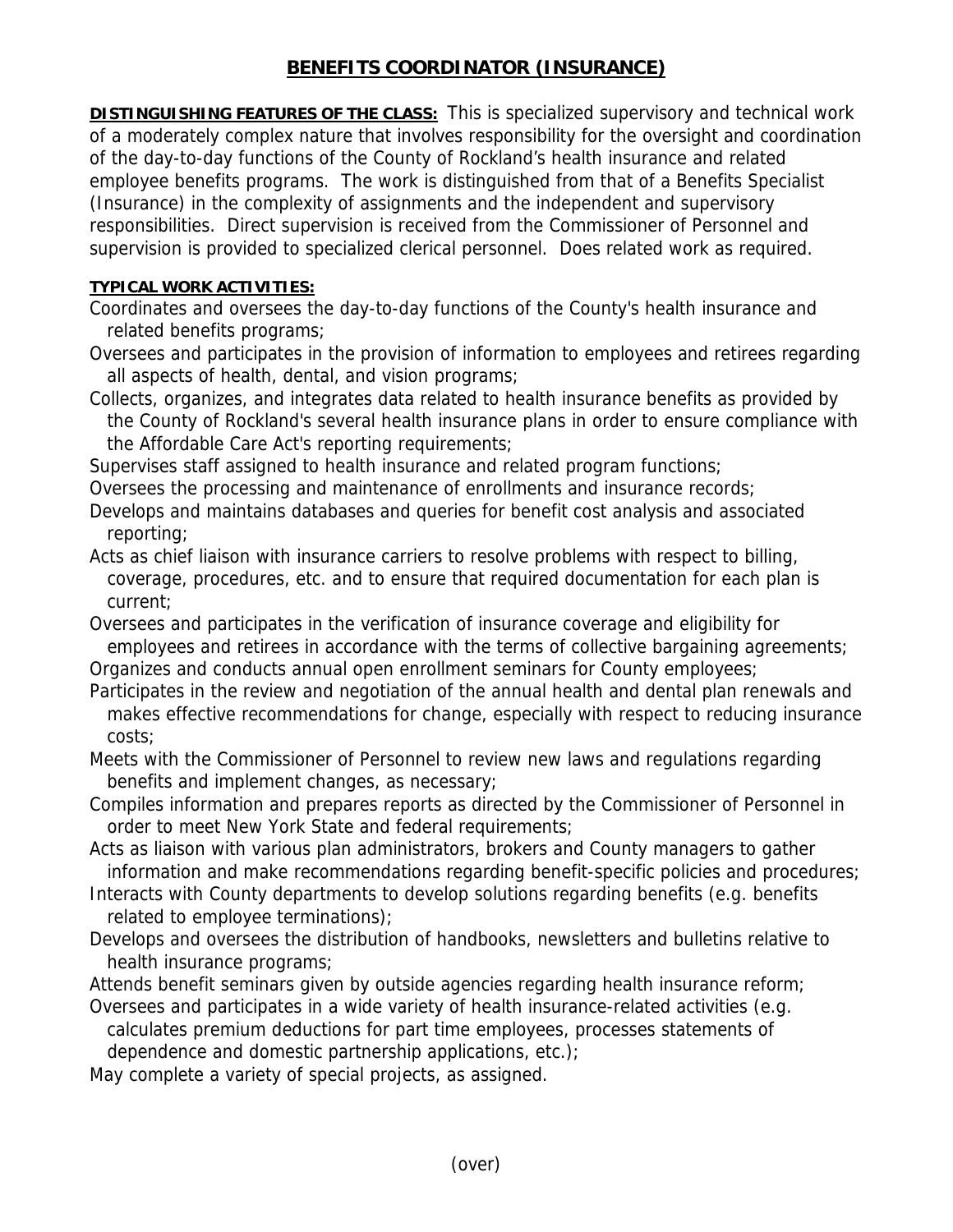# BENEFITS COORDINATOR (INSURANCE)

**DISTINGUISHING FEATURES OF THE CLASS:** This is specialized supervisory and technical work of a moderately complex nature that involves responsibility for the oversight and coordination of the day-to-day functions of the County of Rockland's health insurance and related employee benefits programs. The work is distinguished from that of a Benefits Specialist (Insurance) in the complexity of assignments and the independent and supervisory responsibilities. Direct supervision is received from the Commissioner of Personnel and supervision is provided to specialized clerical personnel. Does related work as required.

**TYPICAL WORK ACTIVITIES:**

Coordinates and oversees the day-to-day functions of the County's health insurance and related benefits programs;

Oversees and participates in the provision of information to employees and retirees regarding all aspects of health, dental, and vision programs;

Collects, organizes, and integrates data related to health insurance benefits as provided by the County of Rockland's several health insurance plans in order to ensure compliance with the Affordable Care Act's reporting requirements;

Supervises staff assigned to health insurance and related program functions;

Oversees the processing and maintenance of enrollments and insurance records;

Develops and maintains databases and queries for benefit cost analysis and associated reporting;

Acts as chief liaison with insurance carriers to resolve problems with respect to billing, coverage, procedures, etc. and to ensure that required documentation for each plan is current;

Oversees and participates in the verification of insurance coverage and eligibility for employees and retirees in accordance with the terms of collective bargaining agreements;

Organizes and conducts annual open enrollment seminars for County employees;

Participates in the review and negotiation of the annual health and dental plan renewals and makes effective recommendations for change, especially with respect to reducing insurance costs;

Meets with the Commissioner of Personnel to review new laws and regulations regarding benefits and implement changes, as necessary;

Compiles information and prepares reports as directed by the Commissioner of Personnel in order to meet New York State and federal requirements;

Acts as liaison with various plan administrators, brokers and County managers to gather information and make recommendations regarding benefit-specific policies and procedures;

Interacts with County departments to develop solutions regarding benefits (e.g. benefits related to employee terminations);

Develops and oversees the distribution of handbooks, newsletters and bulletins relative to health insurance programs;

Attends benefit seminars given by outside agencies regarding health insurance reform;

Oversees and participates in a wide variety of health insurance-related activities (e.g. calculates premium deductions for part time employees, processes statements of dependence and domestic partnership applications, etc.);

May complete a variety of special projects, as assigned.

(over)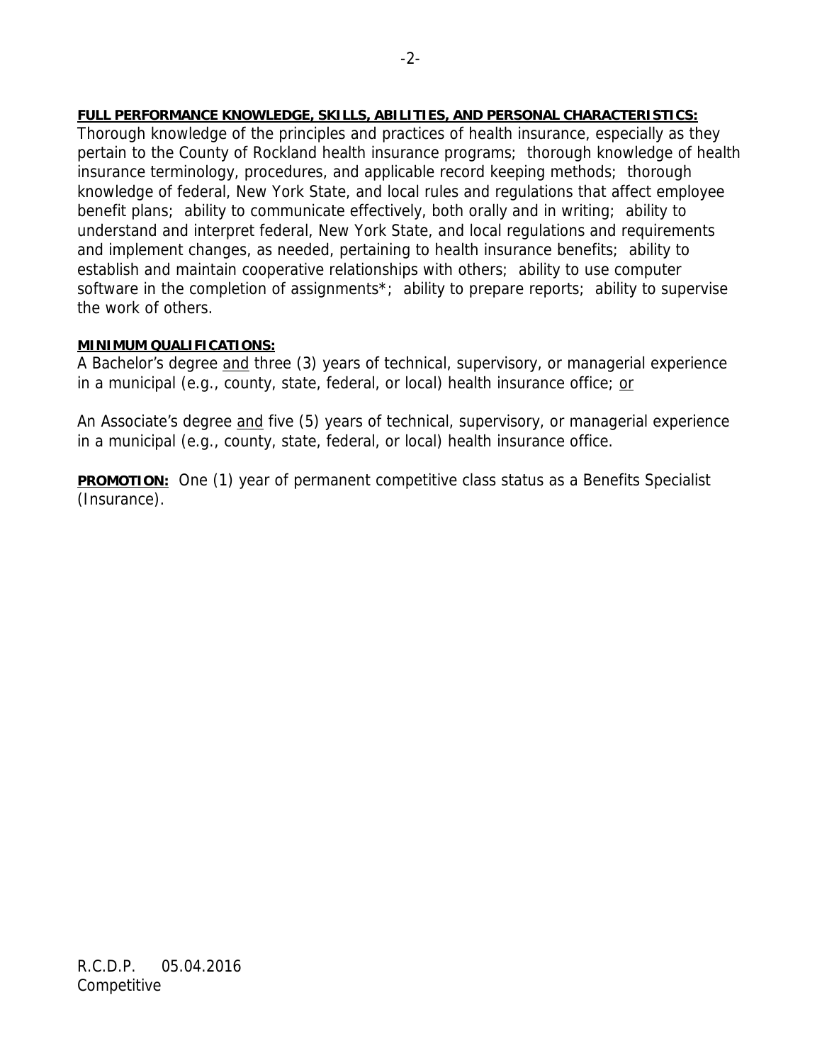**FULL PERFORMANCE KNOWLEDGE, SKILLS, ABILITIES, AND PERSONAL CHARACTERISTICS:**
Thorough knowledge of the principles and practices of health insurance, especially as they pertain to the County of Rockland health insurance programs; thorough knowledge of health insurance terminology, procedures, and applicable record keeping methods; thorough knowledge of federal, New York State, and local rules and regulations that affect employee benefit plans; ability to communicate effectively, both orally and in writing; ability to understand and interpret federal, New York State, and local regulations and requirements and implement changes, as needed, pertaining to health insurance benefits; ability to establish and maintain cooperative relationships with others; ability to use computer software in the completion of assignments*; ability to prepare reports; ability to supervise the work of others.

**MINIMUM QUALIFICATIONS:**
A Bachelor's degree and three (3) years of technical, supervisory, or managerial experience in a municipal (e.g., county, state, federal, or local) health insurance office; or

An Associate's degree and five (5) years of technical, supervisory, or managerial experience in a municipal (e.g., county, state, federal, or local) health insurance office.

**PROMOTION:** One (1) year of permanent competitive class status as a Benefits Specialist (Insurance).

R.C.D.P. 05.04.2016
Competitive